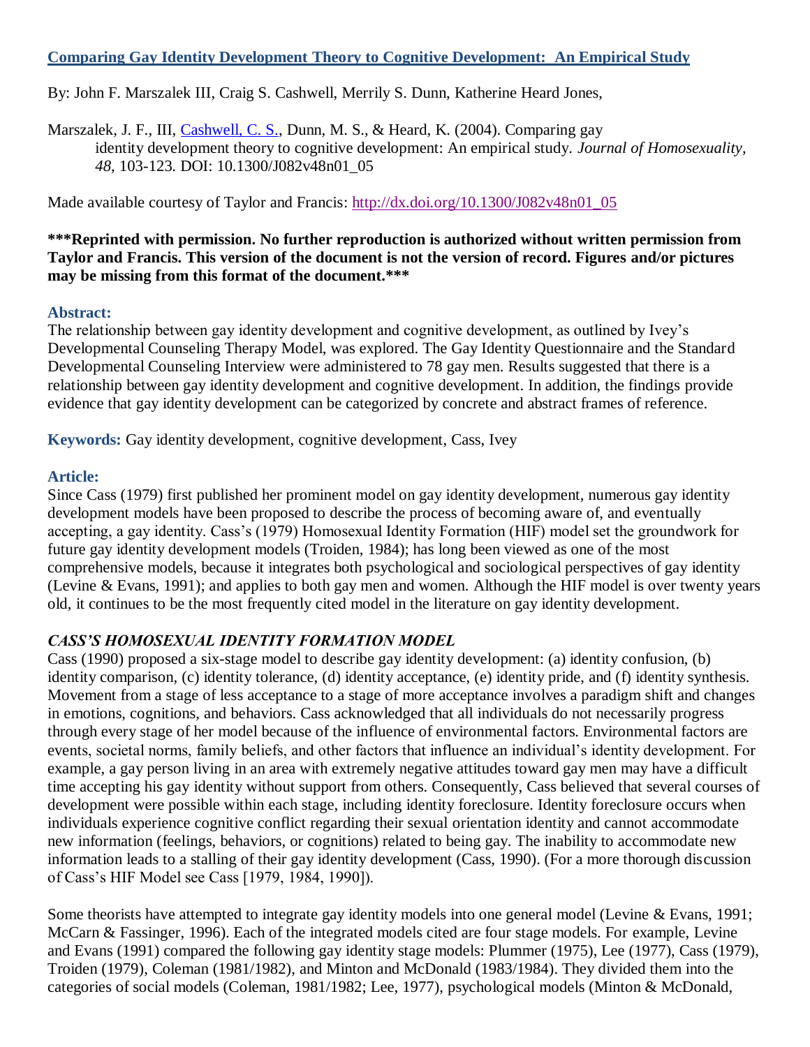## [Comparing Gay Identity Development Theory to Cognitive Development: An Empirical Study](http://dx.doi.org/10.1300/J082v48n01_05)

By: John F. Marszalek III, Craig S. Cashwell, Merrily S. Dunn, Katherine Heard Jones,

Marszalek, J. F., III, [Cashwell, C. S.](), Dunn, M. S., & Heard, K. (2004). Comparing gay identity development theory to cognitive development: An empirical study. *Journal of Homosexuality, 48*, 103-123. DOI: 10.1300/J082v48n01_05

Made available courtesy of Taylor and Francis: [http://dx.doi.org/10.1300/J082v48n01_05](http://dx.doi.org/10.1300/J082v48n01_05)

**\*\*\*Reprinted with permission. No further reproduction is authorized without written permission from Taylor and Francis. This version of the document is not the version of record. Figures and/or pictures may be missing from this format of the document.\*\*\***

### Abstract:

The relationship between gay identity development and cognitive development, as outlined by Ivey's Developmental Counseling Therapy Model, was explored. The Gay Identity Questionnaire and the Standard Developmental Counseling Interview were administered to 78 gay men. Results suggested that there is a relationship between gay identity development and cognitive development. In addition, the findings provide evidence that gay identity development can be categorized by concrete and abstract frames of reference.

**Keywords:** Gay identity development, cognitive development, Cass, Ivey

### Article:

Since Cass (1979) first published her prominent model on gay identity development, numerous gay identity development models have been proposed to describe the process of becoming aware of, and eventually accepting, a gay identity. Cass's (1979) Homosexual Identity Formation (HIF) model set the groundwork for future gay identity development models (Troiden, 1984); has long been viewed as one of the most comprehensive models, because it integrates both psychological and sociological perspectives of gay identity (Levine & Evans, 1991); and applies to both gay men and women. Although the HIF model is over twenty years old, it continues to be the most frequently cited model in the literature on gay identity development.

### *CASS'S HOMOSEXUAL IDENTITY FORMATION MODEL*

Cass (1990) proposed a six-stage model to describe gay identity development: (a) identity confusion, (b) identity comparison, (c) identity tolerance, (d) identity acceptance, (e) identity pride, and (f) identity synthesis. Movement from a stage of less acceptance to a stage of more acceptance involves a paradigm shift and changes in emotions, cognitions, and behaviors. Cass acknowledged that all individuals do not necessarily progress through every stage of her model because of the influence of environmental factors. Environmental factors are events, societal norms, family beliefs, and other factors that influence an individual's identity development. For example, a gay person living in an area with extremely negative attitudes toward gay men may have a difficult time accepting his gay identity without support from others. Consequently, Cass believed that several courses of development were possible within each stage, including identity foreclosure. Identity foreclosure occurs when individuals experience cognitive conflict regarding their sexual orientation identity and cannot accommodate new information (feelings, behaviors, or cognitions) related to being gay. The inability to accommodate new information leads to a stalling of their gay identity development (Cass, 1990). (For a more thorough discussion of Cass's HIF Model see Cass [1979, 1984, 1990]).

Some theorists have attempted to integrate gay identity models into one general model (Levine & Evans, 1991; McCarn & Fassinger, 1996). Each of the integrated models cited are four stage models. For example, Levine and Evans (1991) compared the following gay identity stage models: Plummer (1975), Lee (1977), Cass (1979), Troiden (1979), Coleman (1981/1982), and Minton and McDonald (1983/1984). They divided them into the categories of social models (Coleman, 1981/1982; Lee, 1977), psychological models (Minton & McDonald,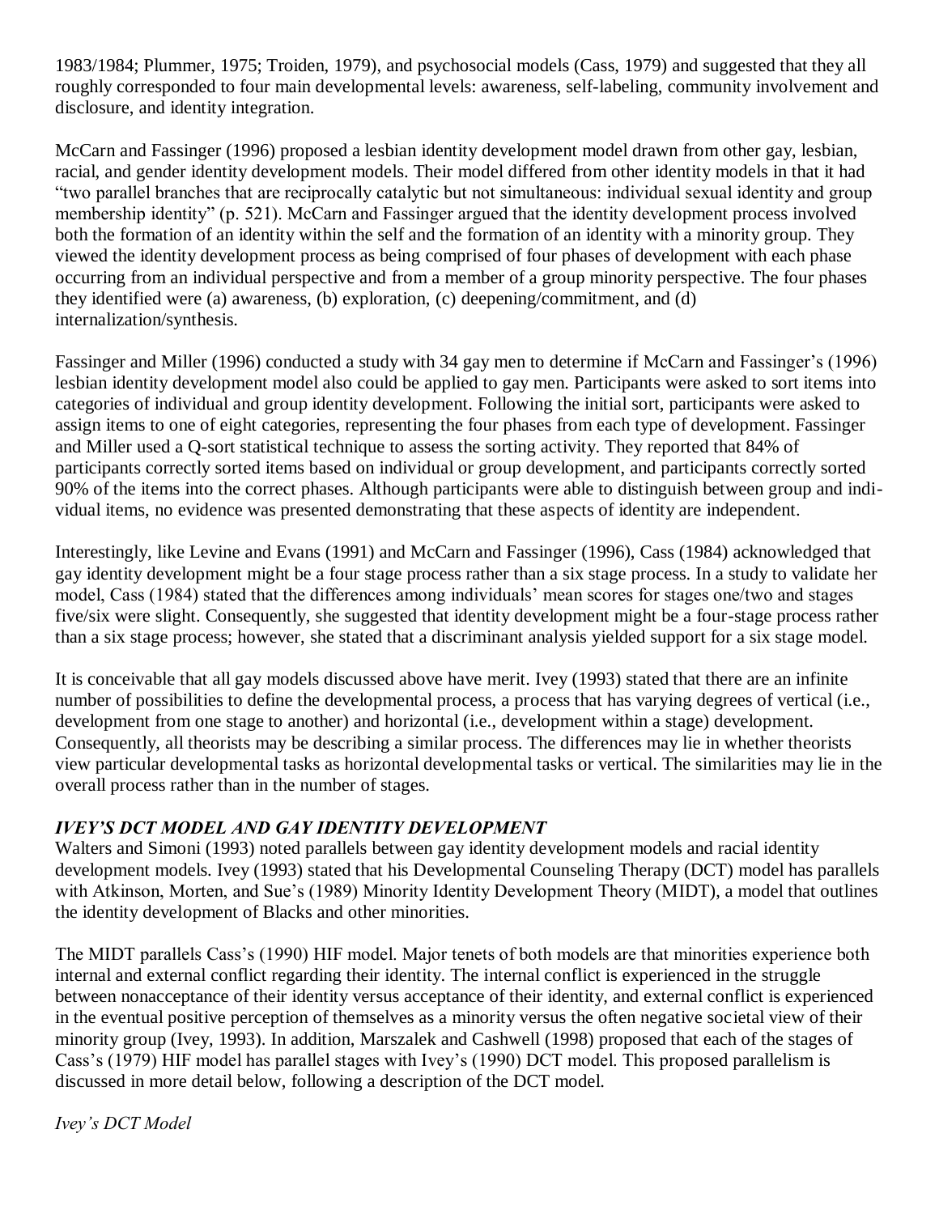1983/1984; Plummer, 1975; Troiden, 1979), and psychosocial models (Cass, 1979) and suggested that they all roughly corresponded to four main developmental levels: awareness, self-labeling, community involvement and disclosure, and identity integration.

McCarn and Fassinger (1996) proposed a lesbian identity development model drawn from other gay, lesbian, racial, and gender identity development models. Their model differed from other identity models in that it had "two parallel branches that are reciprocally catalytic but not simultaneous: individual sexual identity and group membership identity" (p. 521). McCarn and Fassinger argued that the identity development process involved both the formation of an identity within the self and the formation of an identity with a minority group. They viewed the identity development process as being comprised of four phases of development with each phase occurring from an individual perspective and from a member of a group minority perspective. The four phases they identified were (a) awareness, (b) exploration, (c) deepening/commitment, and (d) internalization/synthesis.

Fassinger and Miller (1996) conducted a study with 34 gay men to determine if McCarn and Fassinger's (1996) lesbian identity development model also could be applied to gay men. Participants were asked to sort items into categories of individual and group identity development. Following the initial sort, participants were asked to assign items to one of eight categories, representing the four phases from each type of development. Fassinger and Miller used a Q-sort statistical technique to assess the sorting activity. They reported that 84% of participants correctly sorted items based on individual or group development, and participants correctly sorted 90% of the items into the correct phases. Although participants were able to distinguish between group and individual items, no evidence was presented demonstrating that these aspects of identity are independent.

Interestingly, like Levine and Evans (1991) and McCarn and Fassinger (1996), Cass (1984) acknowledged that gay identity development might be a four stage process rather than a six stage process. In a study to validate her model, Cass (1984) stated that the differences among individuals' mean scores for stages one/two and stages five/six were slight. Consequently, she suggested that identity development might be a four-stage process rather than a six stage process; however, she stated that a discriminant analysis yielded support for a six stage model.

It is conceivable that all gay models discussed above have merit. Ivey (1993) stated that there are an infinite number of possibilities to define the developmental process, a process that has varying degrees of vertical (i.e., development from one stage to another) and horizontal (i.e., development within a stage) development. Consequently, all theorists may be describing a similar process. The differences may lie in whether theorists view particular developmental tasks as horizontal developmental tasks or vertical. The similarities may lie in the overall process rather than in the number of stages.

### *IVEY'S DCT MODEL AND GAY IDENTITY DEVELOPMENT*

Walters and Simoni (1993) noted parallels between gay identity development models and racial identity development models. Ivey (1993) stated that his Developmental Counseling Therapy (DCT) model has parallels with Atkinson, Morten, and Sue's (1989) Minority Identity Development Theory (MIDT), a model that outlines the identity development of Blacks and other minorities.

The MIDT parallels Cass's (1990) HIF model. Major tenets of both models are that minorities experience both internal and external conflict regarding their identity. The internal conflict is experienced in the struggle between nonacceptance of their identity versus acceptance of their identity, and external conflict is experienced in the eventual positive perception of themselves as a minority versus the often negative societal view of their minority group (Ivey, 1993). In addition, Marszalek and Cashwell (1998) proposed that each of the stages of Cass's (1979) HIF model has parallel stages with Ivey's (1990) DCT model. This proposed parallelism is discussed in more detail below, following a description of the DCT model.

#### *Ivey's DCT Model*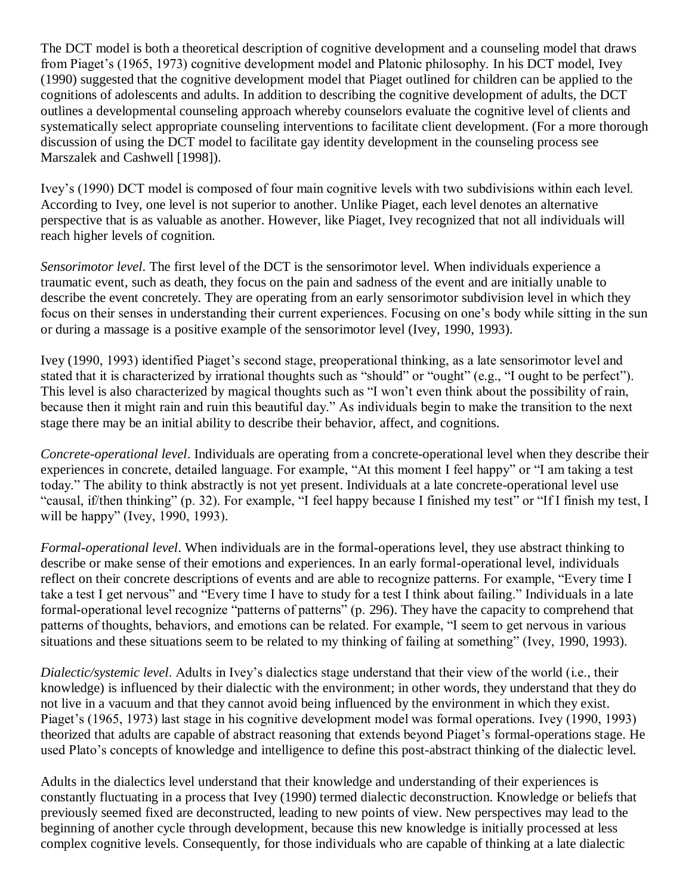The DCT model is both a theoretical description of cognitive development and a counseling model that draws from Piaget's (1965, 1973) cognitive development model and Platonic philosophy. In his DCT model, Ivey (1990) suggested that the cognitive development model that Piaget outlined for children can be applied to the cognitions of adolescents and adults. In addition to describing the cognitive development of adults, the DCT outlines a developmental counseling approach whereby counselors evaluate the cognitive level of clients and systematically select appropriate counseling interventions to facilitate client development. (For a more thorough discussion of using the DCT model to facilitate gay identity development in the counseling process see Marszalek and Cashwell [1998]).

Ivey's (1990) DCT model is composed of four main cognitive levels with two subdivisions within each level. According to Ivey, one level is not superior to another. Unlike Piaget, each level denotes an alternative perspective that is as valuable as another. However, like Piaget, Ivey recognized that not all individuals will reach higher levels of cognition.

*Sensorimotor level*. The first level of the DCT is the sensorimotor level. When individuals experience a traumatic event, such as death, they focus on the pain and sadness of the event and are initially unable to describe the event concretely. They are operating from an early sensorimotor subdivision level in which they focus on their senses in understanding their current experiences. Focusing on one's body while sitting in the sun or during a massage is a positive example of the sensorimotor level (Ivey, 1990, 1993).

Ivey (1990, 1993) identified Piaget's second stage, preoperational thinking, as a late sensorimotor level and stated that it is characterized by irrational thoughts such as "should" or "ought" (e.g., "I ought to be perfect"). This level is also characterized by magical thoughts such as "I won't even think about the possibility of rain, because then it might rain and ruin this beautiful day." As individuals begin to make the transition to the next stage there may be an initial ability to describe their behavior, affect, and cognitions.

*Concrete-operational level*. Individuals are operating from a concrete-operational level when they describe their experiences in concrete, detailed language. For example, "At this moment I feel happy" or "I am taking a test today." The ability to think abstractly is not yet present. Individuals at a late concrete-operational level use "causal, if/then thinking" (p. 32). For example, "I feel happy because I finished my test" or "If I finish my test, I will be happy" (Ivey, 1990, 1993).

*Formal-operational level*. When individuals are in the formal-operations level, they use abstract thinking to describe or make sense of their emotions and experiences. In an early formal-operational level, individuals reflect on their concrete descriptions of events and are able to recognize patterns. For example, "Every time I take a test I get nervous" and "Every time I have to study for a test I think about failing." Individuals in a late formal-operational level recognize "patterns of patterns" (p. 296). They have the capacity to comprehend that patterns of thoughts, behaviors, and emotions can be related. For example, "I seem to get nervous in various situations and these situations seem to be related to my thinking of failing at something" (Ivey, 1990, 1993).

*Dialectic/systemic level*. Adults in Ivey's dialectics stage understand that their view of the world (i.e., their knowledge) is influenced by their dialectic with the environment; in other words, they understand that they do not live in a vacuum and that they cannot avoid being influenced by the environment in which they exist. Piaget's (1965, 1973) last stage in his cognitive development model was formal operations. Ivey (1990, 1993) theorized that adults are capable of abstract reasoning that extends beyond Piaget's formal-operations stage. He used Plato's concepts of knowledge and intelligence to define this post-abstract thinking of the dialectic level.

Adults in the dialectics level understand that their knowledge and understanding of their experiences is constantly fluctuating in a process that Ivey (1990) termed dialectic deconstruction. Knowledge or beliefs that previously seemed fixed are deconstructed, leading to new points of view. New perspectives may lead to the beginning of another cycle through development, because this new knowledge is initially processed at less complex cognitive levels. Consequently, for those individuals who are capable of thinking at a late dialectic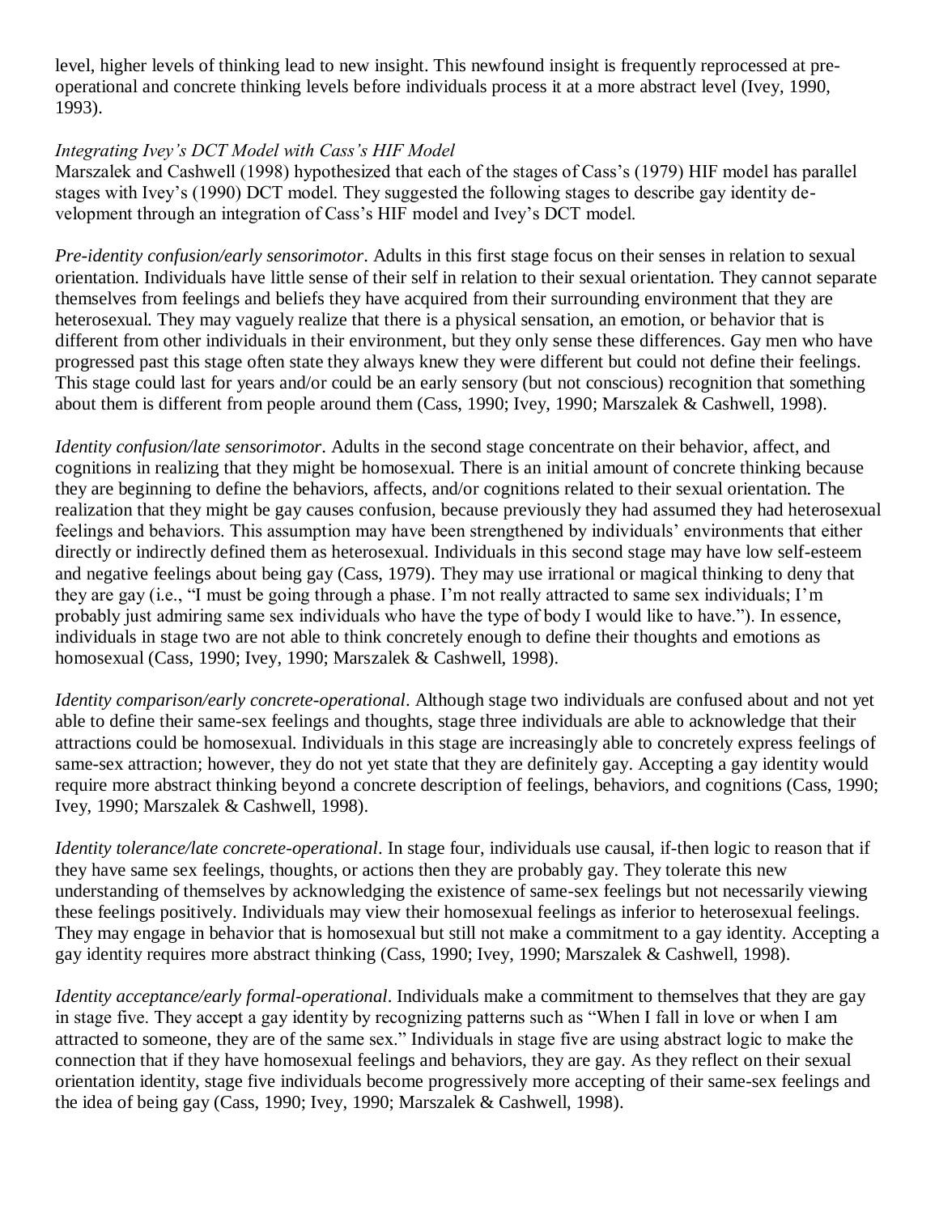level, higher levels of thinking lead to new insight. This newfound insight is frequently reprocessed at pre-operational and concrete thinking levels before individuals process it at a more abstract level (Ivey, 1990, 1993).

*Integrating Ivey's DCT Model with Cass's HIF Model*

Marszalek and Cashwell (1998) hypothesized that each of the stages of Cass's (1979) HIF model has parallel stages with Ivey's (1990) DCT model. They suggested the following stages to describe gay identity development through an integration of Cass's HIF model and Ivey's DCT model.

*Pre-identity confusion/early sensorimotor*. Adults in this first stage focus on their senses in relation to sexual orientation. Individuals have little sense of their self in relation to their sexual orientation. They cannot separate themselves from feelings and beliefs they have acquired from their surrounding environment that they are heterosexual. They may vaguely realize that there is a physical sensation, an emotion, or behavior that is different from other individuals in their environment, but they only sense these differences. Gay men who have progressed past this stage often state they always knew they were different but could not define their feelings. This stage could last for years and/or could be an early sensory (but not conscious) recognition that something about them is different from people around them (Cass, 1990; Ivey, 1990; Marszalek & Cashwell, 1998).

*Identity confusion/late sensorimotor*. Adults in the second stage concentrate on their behavior, affect, and cognitions in realizing that they might be homosexual. There is an initial amount of concrete thinking because they are beginning to define the behaviors, affects, and/or cognitions related to their sexual orientation. The realization that they might be gay causes confusion, because previously they had assumed they had heterosexual feelings and behaviors. This assumption may have been strengthened by individuals' environments that either directly or indirectly defined them as heterosexual. Individuals in this second stage may have low self-esteem and negative feelings about being gay (Cass, 1979). They may use irrational or magical thinking to deny that they are gay (i.e., "I must be going through a phase. I'm not really attracted to same sex individuals; I'm probably just admiring same sex individuals who have the type of body I would like to have."). In essence, individuals in stage two are not able to think concretely enough to define their thoughts and emotions as homosexual (Cass, 1990; Ivey, 1990; Marszalek & Cashwell, 1998).

*Identity comparison/early concrete-operational*. Although stage two individuals are confused about and not yet able to define their same-sex feelings and thoughts, stage three individuals are able to acknowledge that their attractions could be homosexual. Individuals in this stage are increasingly able to concretely express feelings of same-sex attraction; however, they do not yet state that they are definitely gay. Accepting a gay identity would require more abstract thinking beyond a concrete description of feelings, behaviors, and cognitions (Cass, 1990; Ivey, 1990; Marszalek & Cashwell, 1998).

*Identity tolerance/late concrete-operational*. In stage four, individuals use causal, if-then logic to reason that if they have same sex feelings, thoughts, or actions then they are probably gay. They tolerate this new understanding of themselves by acknowledging the existence of same-sex feelings but not necessarily viewing these feelings positively. Individuals may view their homosexual feelings as inferior to heterosexual feelings. They may engage in behavior that is homosexual but still not make a commitment to a gay identity. Accepting a gay identity requires more abstract thinking (Cass, 1990; Ivey, 1990; Marszalek & Cashwell, 1998).

*Identity acceptance/early formal-operational*. Individuals make a commitment to themselves that they are gay in stage five. They accept a gay identity by recognizing patterns such as "When I fall in love or when I am attracted to someone, they are of the same sex." Individuals in stage five are using abstract logic to make the connection that if they have homosexual feelings and behaviors, they are gay. As they reflect on their sexual orientation identity, stage five individuals become progressively more accepting of their same-sex feelings and the idea of being gay (Cass, 1990; Ivey, 1990; Marszalek & Cashwell, 1998).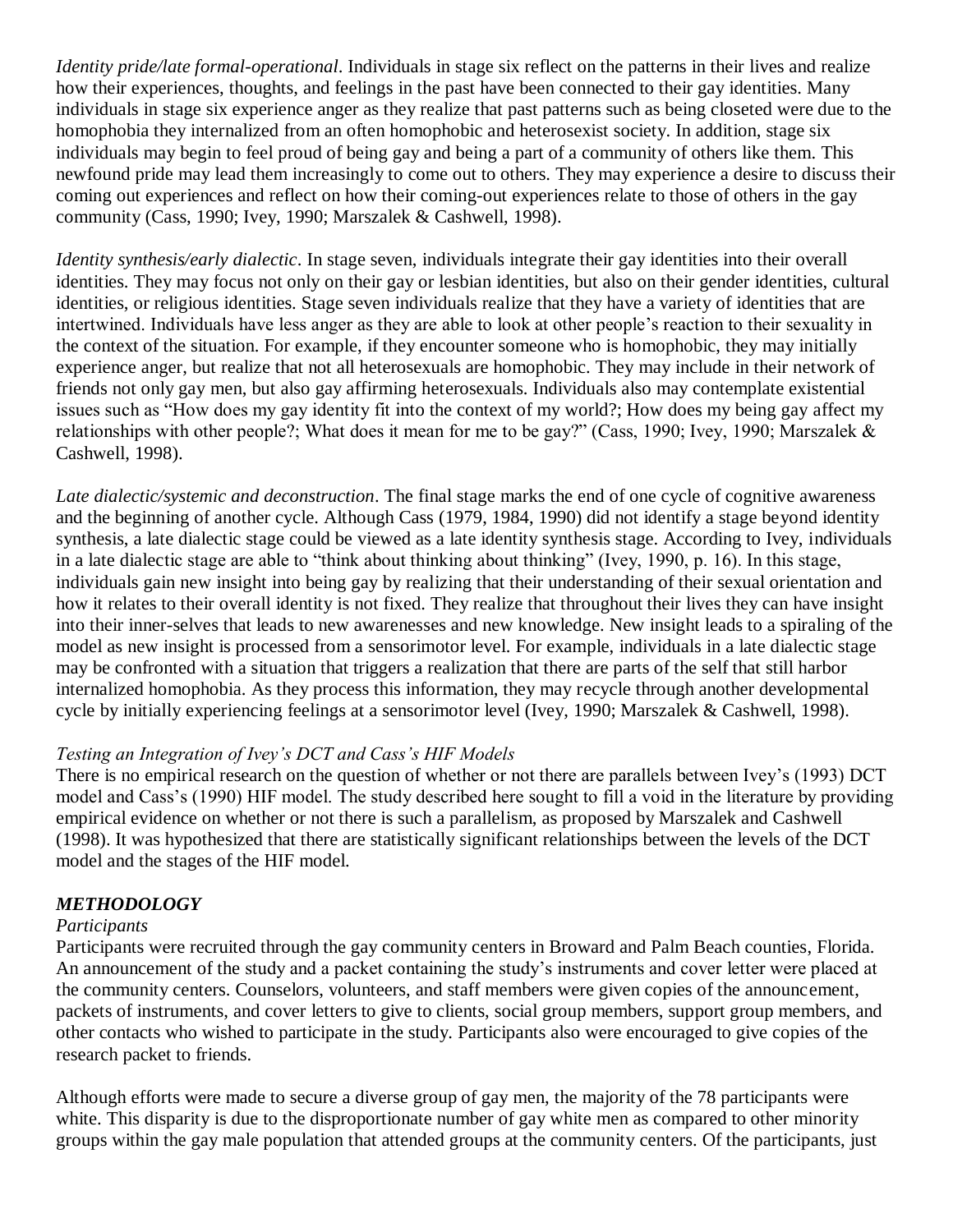*Identity pride/late formal-operational*. Individuals in stage six reflect on the patterns in their lives and realize how their experiences, thoughts, and feelings in the past have been connected to their gay identities. Many individuals in stage six experience anger as they realize that past patterns such as being closeted were due to the homophobia they internalized from an often homophobic and heterosexist society. In addition, stage six individuals may begin to feel proud of being gay and being a part of a community of others like them. This newfound pride may lead them increasingly to come out to others. They may experience a desire to discuss their coming out experiences and reflect on how their coming-out experiences relate to those of others in the gay community (Cass, 1990; Ivey, 1990; Marszalek & Cashwell, 1998).

*Identity synthesis/early dialectic*. In stage seven, individuals integrate their gay identities into their overall identities. They may focus not only on their gay or lesbian identities, but also on their gender identities, cultural identities, or religious identities. Stage seven individuals realize that they have a variety of identities that are intertwined. Individuals have less anger as they are able to look at other people's reaction to their sexuality in the context of the situation. For example, if they encounter someone who is homophobic, they may initially experience anger, but realize that not all heterosexuals are homophobic. They may include in their network of friends not only gay men, but also gay affirming heterosexuals. Individuals also may contemplate existential issues such as "How does my gay identity fit into the context of my world?; How does my being gay affect my relationships with other people?; What does it mean for me to be gay?" (Cass, 1990; Ivey, 1990; Marszalek & Cashwell, 1998).

*Late dialectic/systemic and deconstruction*. The final stage marks the end of one cycle of cognitive awareness and the beginning of another cycle. Although Cass (1979, 1984, 1990) did not identify a stage beyond identity synthesis, a late dialectic stage could be viewed as a late identity synthesis stage. According to Ivey, individuals in a late dialectic stage are able to "think about thinking about thinking" (Ivey, 1990, p. 16). In this stage, individuals gain new insight into being gay by realizing that their understanding of their sexual orientation and how it relates to their overall identity is not fixed. They realize that throughout their lives they can have insight into their inner-selves that leads to new awarenesses and new knowledge. New insight leads to a spiraling of the model as new insight is processed from a sensorimotor level. For example, individuals in a late dialectic stage may be confronted with a situation that triggers a realization that there are parts of the self that still harbor internalized homophobia. As they process this information, they may recycle through another developmental cycle by initially experiencing feelings at a sensorimotor level (Ivey, 1990; Marszalek & Cashwell, 1998).

### *Testing an Integration of Ivey's DCT and Cass's HIF Models*

There is no empirical research on the question of whether or not there are parallels between Ivey's (1993) DCT model and Cass's (1990) HIF model. The study described here sought to fill a void in the literature by providing empirical evidence on whether or not there is such a parallelism, as proposed by Marszalek and Cashwell (1998). It was hypothesized that there are statistically significant relationships between the levels of the DCT model and the stages of the HIF model.

## ***METHODOLOGY***

### *Participants*

Participants were recruited through the gay community centers in Broward and Palm Beach counties, Florida. An announcement of the study and a packet containing the study's instruments and cover letter were placed at the community centers. Counselors, volunteers, and staff members were given copies of the announcement, packets of instruments, and cover letters to give to clients, social group members, support group members, and other contacts who wished to participate in the study. Participants also were encouraged to give copies of the research packet to friends.

Although efforts were made to secure a diverse group of gay men, the majority of the 78 participants were white. This disparity is due to the disproportionate number of gay white men as compared to other minority groups within the gay male population that attended groups at the community centers. Of the participants, just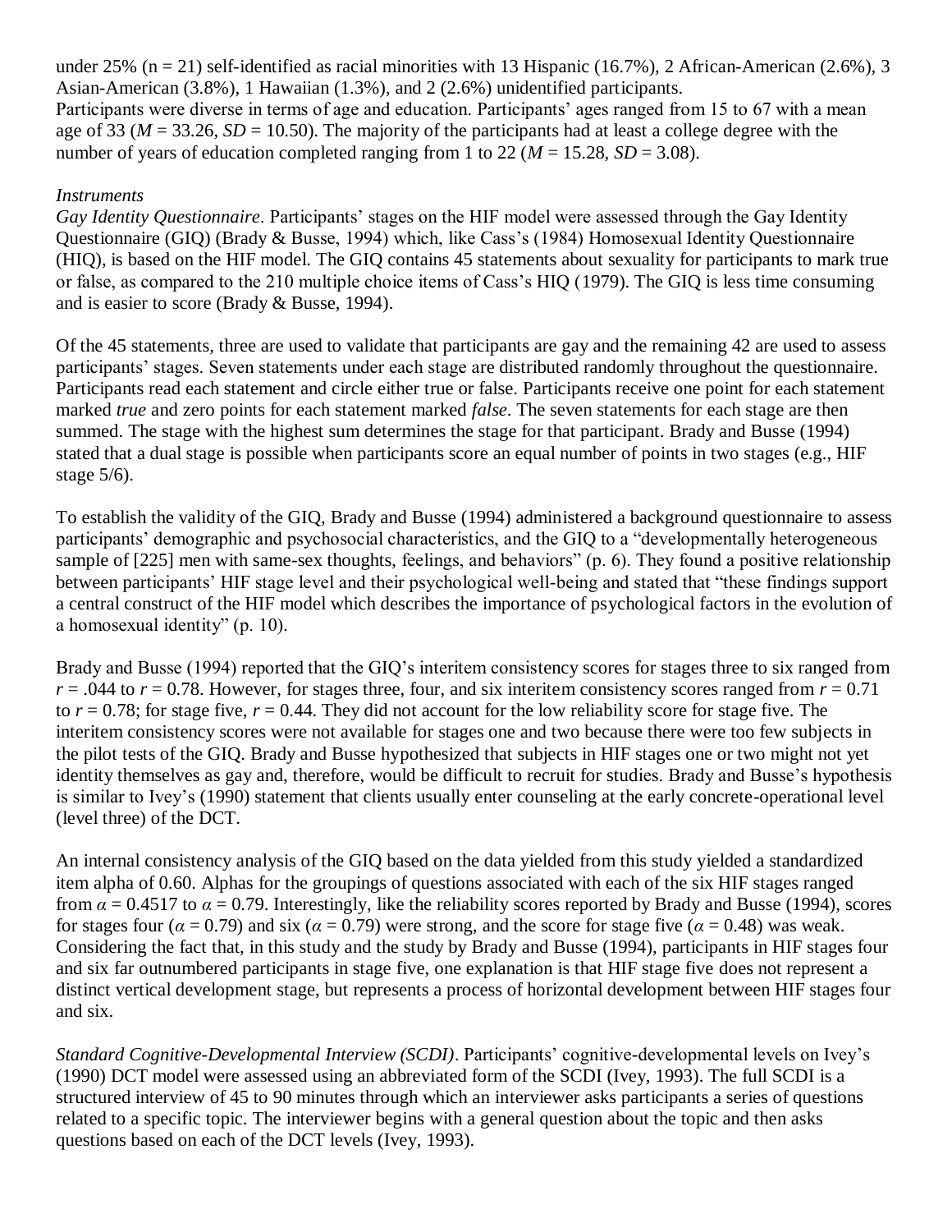under 25% (n = 21) self-identified as racial minorities with 13 Hispanic (16.7%), 2 African-American (2.6%), 3 Asian-American (3.8%), 1 Hawaiian (1.3%), and 2 (2.6%) unidentified participants.
Participants were diverse in terms of age and education. Participants' ages ranged from 15 to 67 with a mean age of 33 ($M = 33.26$, $SD = 10.50$). The majority of the participants had at least a college degree with the number of years of education completed ranging from 1 to 22 ($M = 15.28$, $SD = 3.08$).

*Instruments*

*Gay Identity Questionnaire*. Participants' stages on the HIF model were assessed through the Gay Identity Questionnaire (GIQ) (Brady & Busse, 1994) which, like Cass's (1984) Homosexual Identity Questionnaire (HIQ), is based on the HIF model. The GIQ contains 45 statements about sexuality for participants to mark true or false, as compared to the 210 multiple choice items of Cass's HIQ (1979). The GIQ is less time consuming and is easier to score (Brady & Busse, 1994).

Of the 45 statements, three are used to validate that participants are gay and the remaining 42 are used to assess participants' stages. Seven statements under each stage are distributed randomly throughout the questionnaire. Participants read each statement and circle either true or false. Participants receive one point for each statement marked *true* and zero points for each statement marked *false*. The seven statements for each stage are then summed. The stage with the highest sum determines the stage for that participant. Brady and Busse (1994) stated that a dual stage is possible when participants score an equal number of points in two stages (e.g., HIF stage 5/6).

To establish the validity of the GIQ, Brady and Busse (1994) administered a background questionnaire to assess participants' demographic and psychosocial characteristics, and the GIQ to a "developmentally heterogeneous sample of [225] men with same-sex thoughts, feelings, and behaviors" (p. 6). They found a positive relationship between participants' HIF stage level and their psychological well-being and stated that "these findings support a central construct of the HIF model which describes the importance of psychological factors in the evolution of a homosexual identity" (p. 10).

Brady and Busse (1994) reported that the GIQ's interitem consistency scores for stages three to six ranged from $r = .044$ to $r = 0.78$. However, for stages three, four, and six interitem consistency scores ranged from $r = 0.71$ to $r = 0.78$; for stage five, $r = 0.44$. They did not account for the low reliability score for stage five. The interitem consistency scores were not available for stages one and two because there were too few subjects in the pilot tests of the GIQ. Brady and Busse hypothesized that subjects in HIF stages one or two might not yet identity themselves as gay and, therefore, would be difficult to recruit for studies. Brady and Busse's hypothesis is similar to Ivey's (1990) statement that clients usually enter counseling at the early concrete-operational level (level three) of the DCT.

An internal consistency analysis of the GIQ based on the data yielded from this study yielded a standardized item alpha of 0.60. Alphas for the groupings of questions associated with each of the six HIF stages ranged from $\alpha = 0.4517$ to $\alpha = 0.79$. Interestingly, like the reliability scores reported by Brady and Busse (1994), scores for stages four ($\alpha = 0.79$) and six ($\alpha = 0.79$) were strong, and the score for stage five ($\alpha = 0.48$) was weak. Considering the fact that, in this study and the study by Brady and Busse (1994), participants in HIF stages four and six far outnumbered participants in stage five, one explanation is that HIF stage five does not represent a distinct vertical development stage, but represents a process of horizontal development between HIF stages four and six.

*Standard Cognitive-Developmental Interview (SCDI)*. Participants' cognitive-developmental levels on Ivey's (1990) DCT model were assessed using an abbreviated form of the SCDI (Ivey, 1993). The full SCDI is a structured interview of 45 to 90 minutes through which an interviewer asks participants a series of questions related to a specific topic. The interviewer begins with a general question about the topic and then asks questions based on each of the DCT levels (Ivey, 1993).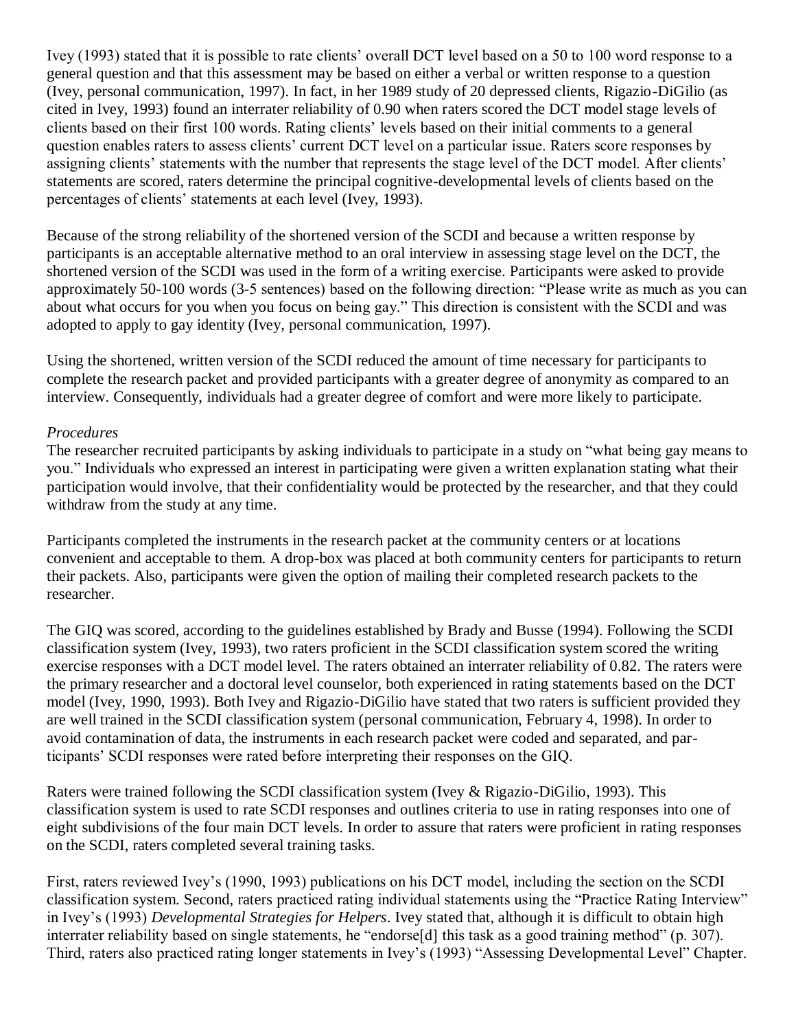Ivey (1993) stated that it is possible to rate clients' overall DCT level based on a 50 to 100 word response to a general question and that this assessment may be based on either a verbal or written response to a question (Ivey, personal communication, 1997). In fact, in her 1989 study of 20 depressed clients, Rigazio-DiGilio (as cited in Ivey, 1993) found an interrater reliability of 0.90 when raters scored the DCT model stage levels of clients based on their first 100 words. Rating clients' levels based on their initial comments to a general question enables raters to assess clients' current DCT level on a particular issue. Raters score responses by assigning clients' statements with the number that represents the stage level of the DCT model. After clients' statements are scored, raters determine the principal cognitive-developmental levels of clients based on the percentages of clients' statements at each level (Ivey, 1993).

Because of the strong reliability of the shortened version of the SCDI and because a written response by participants is an acceptable alternative method to an oral interview in assessing stage level on the DCT, the shortened version of the SCDI was used in the form of a writing exercise. Participants were asked to provide approximately 50-100 words (3-5 sentences) based on the following direction: "Please write as much as you can about what occurs for you when you focus on being gay." This direction is consistent with the SCDI and was adopted to apply to gay identity (Ivey, personal communication, 1997).

Using the shortened, written version of the SCDI reduced the amount of time necessary for participants to complete the research packet and provided participants with a greater degree of anonymity as compared to an interview. Consequently, individuals had a greater degree of comfort and were more likely to participate.

*Procedures*

The researcher recruited participants by asking individuals to participate in a study on "what being gay means to you." Individuals who expressed an interest in participating were given a written explanation stating what their participation would involve, that their confidentiality would be protected by the researcher, and that they could withdraw from the study at any time.

Participants completed the instruments in the research packet at the community centers or at locations convenient and acceptable to them. A drop-box was placed at both community centers for participants to return their packets. Also, participants were given the option of mailing their completed research packets to the researcher.

The GIQ was scored, according to the guidelines established by Brady and Busse (1994). Following the SCDI classification system (Ivey, 1993), two raters proficient in the SCDI classification system scored the writing exercise responses with a DCT model level. The raters obtained an interrater reliability of 0.82. The raters were the primary researcher and a doctoral level counselor, both experienced in rating statements based on the DCT model (Ivey, 1990, 1993). Both Ivey and Rigazio-DiGilio have stated that two raters is sufficient provided they are well trained in the SCDI classification system (personal communication, February 4, 1998). In order to avoid contamination of data, the instruments in each research packet were coded and separated, and participants' SCDI responses were rated before interpreting their responses on the GIQ.

Raters were trained following the SCDI classification system (Ivey & Rigazio-DiGilio, 1993). This classification system is used to rate SCDI responses and outlines criteria to use in rating responses into one of eight subdivisions of the four main DCT levels. In order to assure that raters were proficient in rating responses on the SCDI, raters completed several training tasks.

First, raters reviewed Ivey's (1990, 1993) publications on his DCT model, including the section on the SCDI classification system. Second, raters practiced rating individual statements using the "Practice Rating Interview" in Ivey's (1993) *Developmental Strategies for Helpers*. Ivey stated that, although it is difficult to obtain high interrater reliability based on single statements, he "endorse[d] this task as a good training method" (p. 307). Third, raters also practiced rating longer statements in Ivey's (1993) "Assessing Developmental Level" Chapter.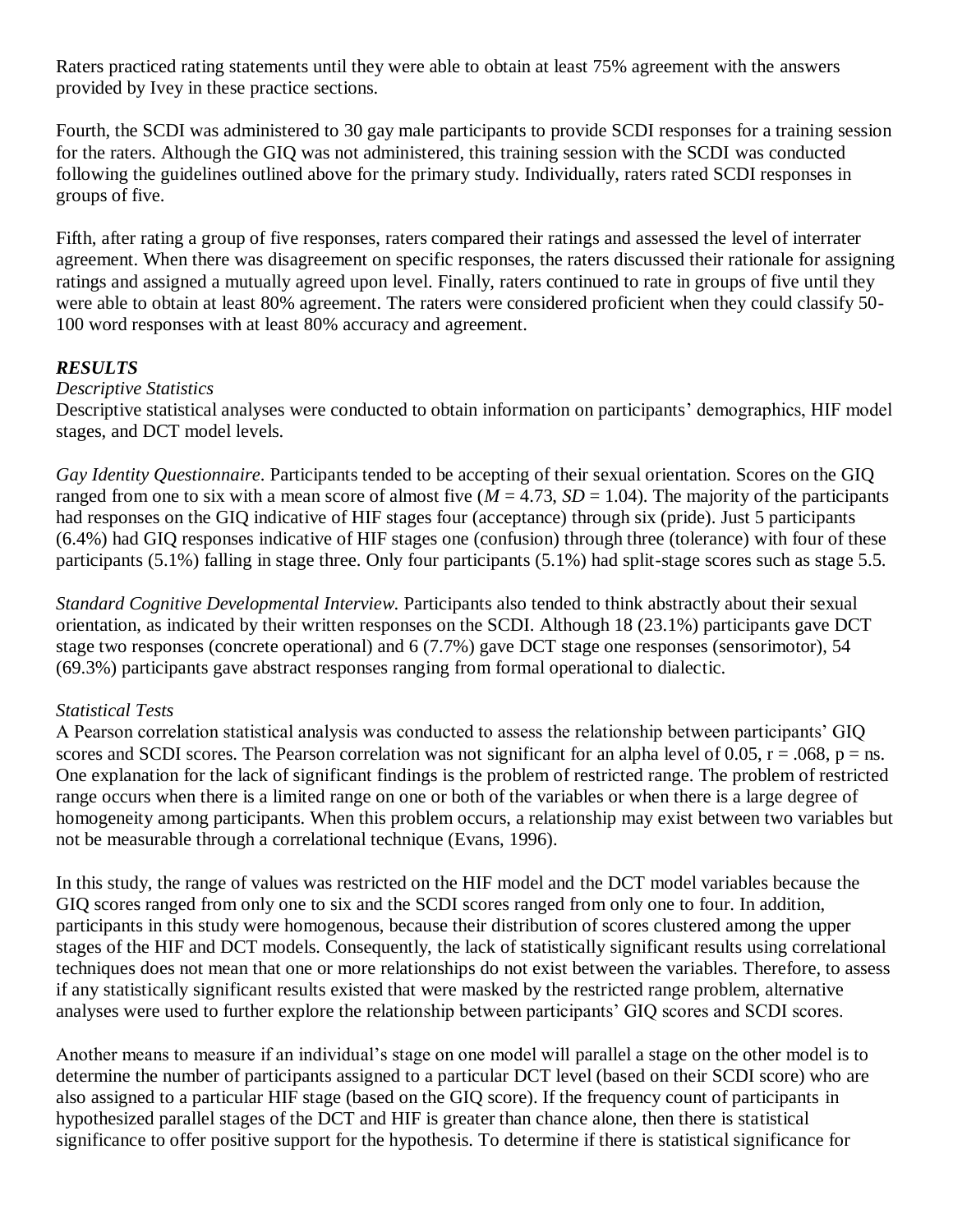Raters practiced rating statements until they were able to obtain at least 75% agreement with the answers provided by Ivey in these practice sections.

Fourth, the SCDI was administered to 30 gay male participants to provide SCDI responses for a training session for the raters. Although the GIQ was not administered, this training session with the SCDI was conducted following the guidelines outlined above for the primary study. Individually, raters rated SCDI responses in groups of five.

Fifth, after rating a group of five responses, raters compared their ratings and assessed the level of interrater agreement. When there was disagreement on specific responses, the raters discussed their rationale for assigning ratings and assigned a mutually agreed upon level. Finally, raters continued to rate in groups of five until they were able to obtain at least 80% agreement. The raters were considered proficient when they could classify 50-100 word responses with at least 80% accuracy and agreement.

## *RESULTS*

### *Descriptive Statistics*

Descriptive statistical analyses were conducted to obtain information on participants' demographics, HIF model stages, and DCT model levels.

*Gay Identity Questionnaire*. Participants tended to be accepting of their sexual orientation. Scores on the GIQ ranged from one to six with a mean score of almost five ($M = 4.73$, $SD = 1.04$). The majority of the participants had responses on the GIQ indicative of HIF stages four (acceptance) through six (pride). Just 5 participants (6.4%) had GIQ responses indicative of HIF stages one (confusion) through three (tolerance) with four of these participants (5.1%) falling in stage three. Only four participants (5.1%) had split-stage scores such as stage 5.5.

*Standard Cognitive Developmental Interview.* Participants also tended to think abstractly about their sexual orientation, as indicated by their written responses on the SCDI. Although 18 (23.1%) participants gave DCT stage two responses (concrete operational) and 6 (7.7%) gave DCT stage one responses (sensorimotor), 54 (69.3%) participants gave abstract responses ranging from formal operational to dialectic.

### *Statistical Tests*

A Pearson correlation statistical analysis was conducted to assess the relationship between participants' GIQ scores and SCDI scores. The Pearson correlation was not significant for an alpha level of 0.05, $r = .068$, $p =$ ns. One explanation for the lack of significant findings is the problem of restricted range. The problem of restricted range occurs when there is a limited range on one or both of the variables or when there is a large degree of homogeneity among participants. When this problem occurs, a relationship may exist between two variables but not be measurable through a correlational technique (Evans, 1996).

In this study, the range of values was restricted on the HIF model and the DCT model variables because the GIQ scores ranged from only one to six and the SCDI scores ranged from only one to four. In addition, participants in this study were homogenous, because their distribution of scores clustered among the upper stages of the HIF and DCT models. Consequently, the lack of statistically significant results using correlational techniques does not mean that one or more relationships do not exist between the variables. Therefore, to assess if any statistically significant results existed that were masked by the restricted range problem, alternative analyses were used to further explore the relationship between participants' GIQ scores and SCDI scores.

Another means to measure if an individual's stage on one model will parallel a stage on the other model is to determine the number of participants assigned to a particular DCT level (based on their SCDI score) who are also assigned to a particular HIF stage (based on the GIQ score). If the frequency count of participants in hypothesized parallel stages of the DCT and HIF is greater than chance alone, then there is statistical significance to offer positive support for the hypothesis. To determine if there is statistical significance for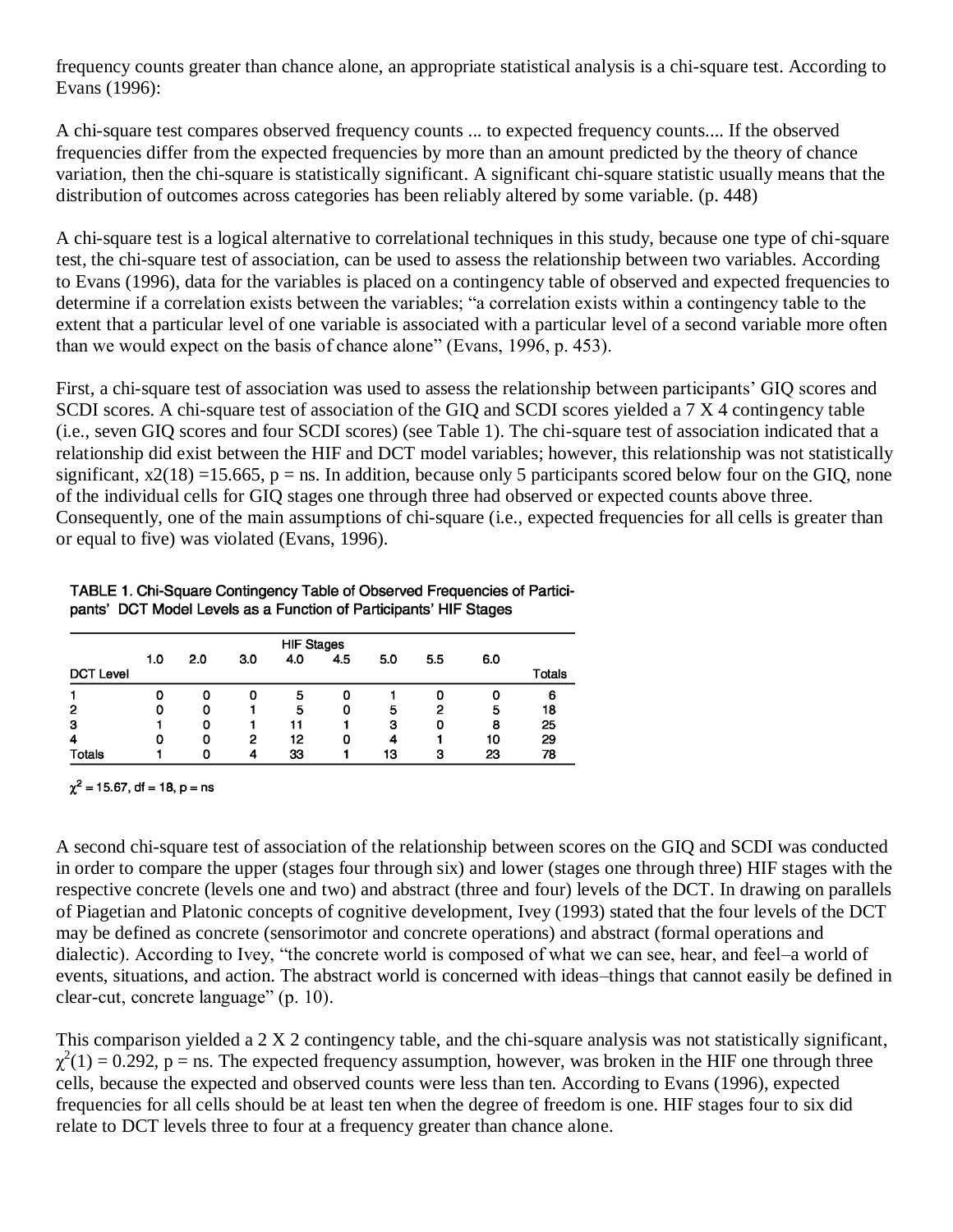frequency counts greater than chance alone, an appropriate statistical analysis is a chi-square test. According to Evans (1996):

A chi-square test compares observed frequency counts ... to expected frequency counts.... If the observed frequencies differ from the expected frequencies by more than an amount predicted by the theory of chance variation, then the chi-square is statistically significant. A significant chi-square statistic usually means that the distribution of outcomes across categories has been reliably altered by some variable. (p. 448)

A chi-square test is a logical alternative to correlational techniques in this study, because one type of chi-square test, the chi-square test of association, can be used to assess the relationship between two variables. According to Evans (1996), data for the variables is placed on a contingency table of observed and expected frequencies to determine if a correlation exists between the variables; "a correlation exists within a contingency table to the extent that a particular level of one variable is associated with a particular level of a second variable more often than we would expect on the basis of chance alone" (Evans, 1996, p. 453).

First, a chi-square test of association was used to assess the relationship between participants' GIQ scores and SCDI scores. A chi-square test of association of the GIQ and SCDI scores yielded a 7 X 4 contingency table (i.e., seven GIQ scores and four SCDI scores) (see Table 1). The chi-square test of association indicated that a relationship did exist between the HIF and DCT model variables; however, this relationship was not statistically significant, x2(18) =15.665, p = ns. In addition, because only 5 participants scored below four on the GIQ, none of the individual cells for GIQ stages one through three had observed or expected counts above three. Consequently, one of the main assumptions of chi-square (i.e., expected frequencies for all cells is greater than or equal to five) was violated (Evans, 1996).

TABLE 1. Chi-Square Contingency Table of Observed Frequencies of Participants' DCT Model Levels as a Function of Participants' HIF Stages

| | HIF Stages | | | | | | | | |
|---|---|---|---|---|---|---|---|---|---|
| DCT Level | 1.0 | 2.0 | 3.0 | 4.0 | 4.5 | 5.0 | 5.5 | 6.0 | Totals |
| 1 | 0 | 0 | 0 | 5 | 0 | 1 | 0 | 0 | 6 |
| 2 | 0 | 0 | 1 | 5 | 0 | 5 | 2 | 5 | 18 |
| 3 | 1 | 0 | 1 | 11 | 1 | 3 | 0 | 8 | 25 |
| 4 | 0 | 0 | 2 | 12 | 0 | 4 | 1 | 10 | 29 |
| Totals | 1 | 0 | 4 | 33 | 1 | 13 | 3 | 23 | 78 |

$\chi^2 = 15.67$, df = 18, p = ns

A second chi-square test of association of the relationship between scores on the GIQ and SCDI was conducted in order to compare the upper (stages four through six) and lower (stages one through three) HIF stages with the respective concrete (levels one and two) and abstract (three and four) levels of the DCT. In drawing on parallels of Piagetian and Platonic concepts of cognitive development, Ivey (1993) stated that the four levels of the DCT may be defined as concrete (sensorimotor and concrete operations) and abstract (formal operations and dialectic). According to Ivey, "the concrete world is composed of what we can see, hear, and feel–a world of events, situations, and action. The abstract world is concerned with ideas–things that cannot easily be defined in clear-cut, concrete language" (p. 10).

This comparison yielded a 2 X 2 contingency table, and the chi-square analysis was not statistically significant, $\chi^2(1) = 0.292$, p = ns. The expected frequency assumption, however, was broken in the HIF one through three cells, because the expected and observed counts were less than ten. According to Evans (1996), expected frequencies for all cells should be at least ten when the degree of freedom is one. HIF stages four to six did relate to DCT levels three to four at a frequency greater than chance alone.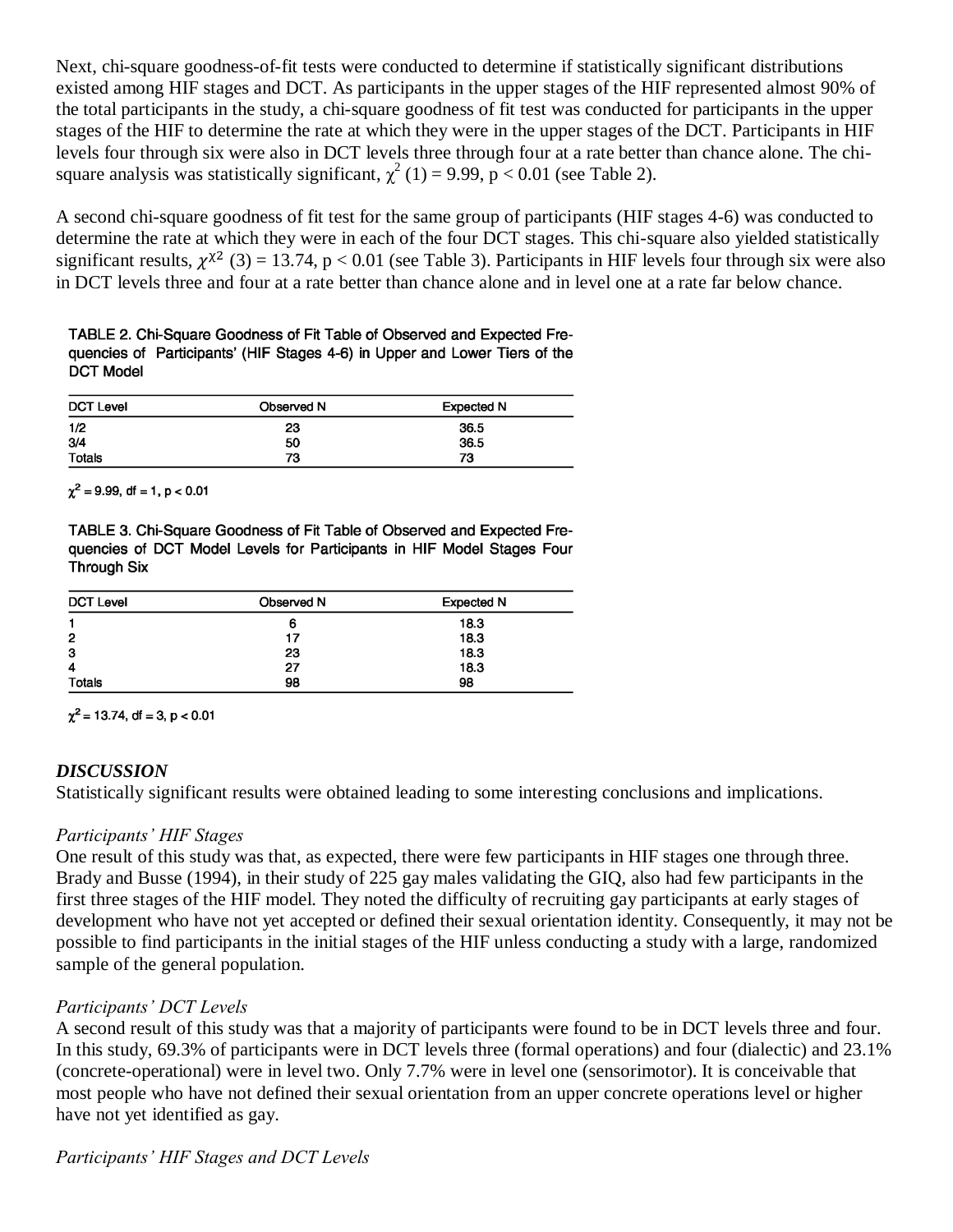Next, chi-square goodness-of-fit tests were conducted to determine if statistically significant distributions existed among HIF stages and DCT. As participants in the upper stages of the HIF represented almost 90% of the total participants in the study, a chi-square goodness of fit test was conducted for participants in the upper stages of the HIF to determine the rate at which they were in the upper stages of the DCT. Participants in HIF levels four through six were also in DCT levels three through four at a rate better than chance alone. The chi-square analysis was statistically significant, $\chi^2$ (1) = 9.99, p < 0.01 (see Table 2).

A second chi-square goodness of fit test for the same group of participants (HIF stages 4-6) was conducted to determine the rate at which they were in each of the four DCT stages. This chi-square also yielded statistically significant results, $\chi^{\chi 2}$ (3) = 13.74, p < 0.01 (see Table 3). Participants in HIF levels four through six were also in DCT levels three and four at a rate better than chance alone and in level one at a rate far below chance.

TABLE 2. Chi-Square Goodness of Fit Table of Observed and Expected Frequencies of Participants' (HIF Stages 4-6) in Upper and Lower Tiers of the DCT Model

| DCT Level | Observed N | Expected N |
|---|---|---|
| 1/2 | 23 | 36.5 |
| 3/4 | 50 | 36.5 |
| Totals | 73 | 73 |

$\chi^2$ = 9.99, df = 1, p < 0.01

TABLE 3. Chi-Square Goodness of Fit Table of Observed and Expected Frequencies of DCT Model Levels for Participants in HIF Model Stages Four Through Six

| DCT Level | Observed N | Expected N |
|---|---|---|
| 1 | 6 | 18.3 |
| 2 | 17 | 18.3 |
| 3 | 23 | 18.3 |
| 4 | 27 | 18.3 |
| Totals | 98 | 98 |

$\chi^2$ = 13.74, df = 3, p < 0.01

### *DISCUSSION*

Statistically significant results were obtained leading to some interesting conclusions and implications.

#### *Participants' HIF Stages*

One result of this study was that, as expected, there were few participants in HIF stages one through three. Brady and Busse (1994), in their study of 225 gay males validating the GIQ, also had few participants in the first three stages of the HIF model. They noted the difficulty of recruiting gay participants at early stages of development who have not yet accepted or defined their sexual orientation identity. Consequently, it may not be possible to find participants in the initial stages of the HIF unless conducting a study with a large, randomized sample of the general population.

#### *Participants' DCT Levels*

A second result of this study was that a majority of participants were found to be in DCT levels three and four. In this study, 69.3% of participants were in DCT levels three (formal operations) and four (dialectic) and 23.1% (concrete-operational) were in level two. Only 7.7% were in level one (sensorimotor). It is conceivable that most people who have not defined their sexual orientation from an upper concrete operations level or higher have not yet identified as gay.

#### *Participants' HIF Stages and DCT Levels*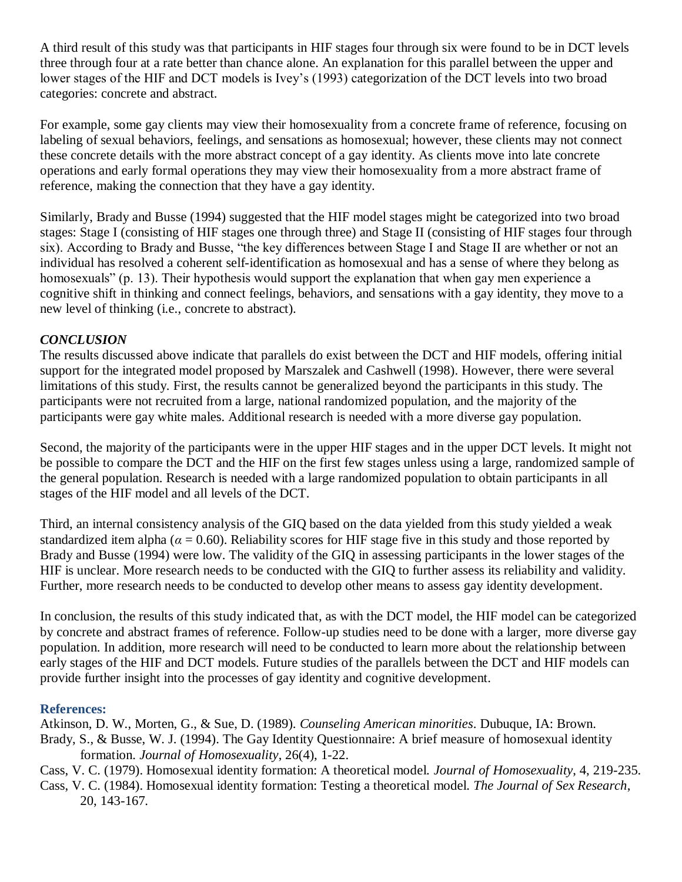A third result of this study was that participants in HIF stages four through six were found to be in DCT levels three through four at a rate better than chance alone. An explanation for this parallel between the upper and lower stages of the HIF and DCT models is Ivey's (1993) categorization of the DCT levels into two broad categories: concrete and abstract.

For example, some gay clients may view their homosexuality from a concrete frame of reference, focusing on labeling of sexual behaviors, feelings, and sensations as homosexual; however, these clients may not connect these concrete details with the more abstract concept of a gay identity. As clients move into late concrete operations and early formal operations they may view their homosexuality from a more abstract frame of reference, making the connection that they have a gay identity.

Similarly, Brady and Busse (1994) suggested that the HIF model stages might be categorized into two broad stages: Stage I (consisting of HIF stages one through three) and Stage II (consisting of HIF stages four through six). According to Brady and Busse, "the key differences between Stage I and Stage II are whether or not an individual has resolved a coherent self-identification as homosexual and has a sense of where they belong as homosexuals" (p. 13). Their hypothesis would support the explanation that when gay men experience a cognitive shift in thinking and connect feelings, behaviors, and sensations with a gay identity, they move to a new level of thinking (i.e., concrete to abstract).

### *CONCLUSION*

The results discussed above indicate that parallels do exist between the DCT and HIF models, offering initial support for the integrated model proposed by Marszalek and Cashwell (1998). However, there were several limitations of this study. First, the results cannot be generalized beyond the participants in this study. The participants were not recruited from a large, national randomized population, and the majority of the participants were gay white males. Additional research is needed with a more diverse gay population.

Second, the majority of the participants were in the upper HIF stages and in the upper DCT levels. It might not be possible to compare the DCT and the HIF on the first few stages unless using a large, randomized sample of the general population. Research is needed with a large randomized population to obtain participants in all stages of the HIF model and all levels of the DCT.

Third, an internal consistency analysis of the GIQ based on the data yielded from this study yielded a weak standardized item alpha ($\alpha = 0.60$). Reliability scores for HIF stage five in this study and those reported by Brady and Busse (1994) were low. The validity of the GIQ in assessing participants in the lower stages of the HIF is unclear. More research needs to be conducted with the GIQ to further assess its reliability and validity. Further, more research needs to be conducted to develop other means to assess gay identity development.

In conclusion, the results of this study indicated that, as with the DCT model, the HIF model can be categorized by concrete and abstract frames of reference. Follow-up studies need to be done with a larger, more diverse gay population. In addition, more research will need to be conducted to learn more about the relationship between early stages of the HIF and DCT models. Future studies of the parallels between the DCT and HIF models can provide further insight into the processes of gay identity and cognitive development.

### References:

Atkinson, D. W., Morten, G., & Sue, D. (1989). *Counseling American minorities*. Dubuque, IA: Brown.

Brady, S., & Busse, W. J. (1994). The Gay Identity Questionnaire: A brief measure of homosexual identity formation. *Journal of Homosexuality*, 26(4), 1-22.

Cass, V. C. (1979). Homosexual identity formation: A theoretical model. *Journal of Homosexuality*, 4, 219-235.

Cass, V. C. (1984). Homosexual identity formation: Testing a theoretical model. *The Journal of Sex Research*, 20, 143-167.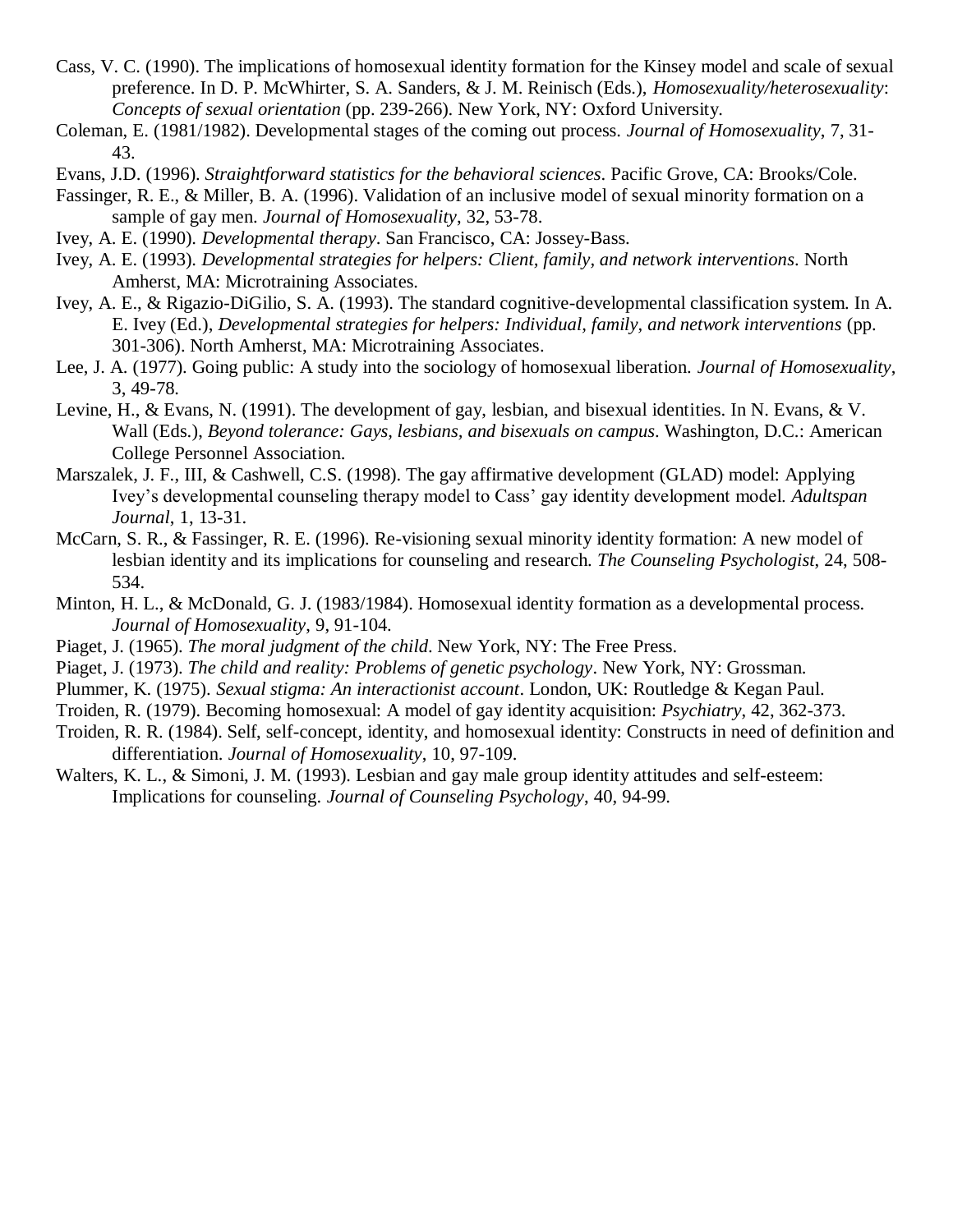Cass, V. C. (1990). The implications of homosexual identity formation for the Kinsey model and scale of sexual preference. In D. P. McWhirter, S. A. Sanders, & J. M. Reinisch (Eds.), *Homosexuality/heterosexuality*: *Concepts of sexual orientation* (pp. 239-266). New York, NY: Oxford University.

Coleman, E. (1981/1982). Developmental stages of the coming out process. *Journal of Homosexuality*, 7, 31-43.

Evans, J.D. (1996). *Straightforward statistics for the behavioral sciences*. Pacific Grove, CA: Brooks/Cole.

Fassinger, R. E., & Miller, B. A. (1996). Validation of an inclusive model of sexual minority formation on a sample of gay men. *Journal of Homosexuality*, 32, 53-78.

Ivey, A. E. (1990). *Developmental therapy*. San Francisco, CA: Jossey-Bass.

Ivey, A. E. (1993). *Developmental strategies for helpers: Client, family, and network interventions*. North Amherst, MA: Microtraining Associates.

Ivey, A. E., & Rigazio-DiGilio, S. A. (1993). The standard cognitive-developmental classification system. In A. E. Ivey (Ed.), *Developmental strategies for helpers: Individual, family, and network interventions* (pp. 301-306). North Amherst, MA: Microtraining Associates.

Lee, J. A. (1977). Going public: A study into the sociology of homosexual liberation. *Journal of Homosexuality*, 3, 49-78.

Levine, H., & Evans, N. (1991). The development of gay, lesbian, and bisexual identities. In N. Evans, & V. Wall (Eds.), *Beyond tolerance: Gays, lesbians, and bisexuals on campus*. Washington, D.C.: American College Personnel Association.

Marszalek, J. F., III, & Cashwell, C.S. (1998). The gay affirmative development (GLAD) model: Applying Ivey's developmental counseling therapy model to Cass' gay identity development model. *Adultspan Journal*, 1, 13-31.

McCarn, S. R., & Fassinger, R. E. (1996). Re-visioning sexual minority identity formation: A new model of lesbian identity and its implications for counseling and research. *The Counseling Psychologist*, 24, 508-534.

Minton, H. L., & McDonald, G. J. (1983/1984). Homosexual identity formation as a developmental process. *Journal of Homosexuality*, 9, 91-104.

Piaget, J. (1965). *The moral judgment of the child*. New York, NY: The Free Press.

Piaget, J. (1973). *The child and reality: Problems of genetic psychology*. New York, NY: Grossman.

Plummer, K. (1975). *Sexual stigma: An interactionist account*. London, UK: Routledge & Kegan Paul.

Troiden, R. (1979). Becoming homosexual: A model of gay identity acquisition: *Psychiatry*, 42, 362-373.

Troiden, R. R. (1984). Self, self-concept, identity, and homosexual identity: Constructs in need of definition and differentiation. *Journal of Homosexuality*, 10, 97-109.

Walters, K. L., & Simoni, J. M. (1993). Lesbian and gay male group identity attitudes and self-esteem: Implications for counseling. *Journal of Counseling Psychology*, 40, 94-99.